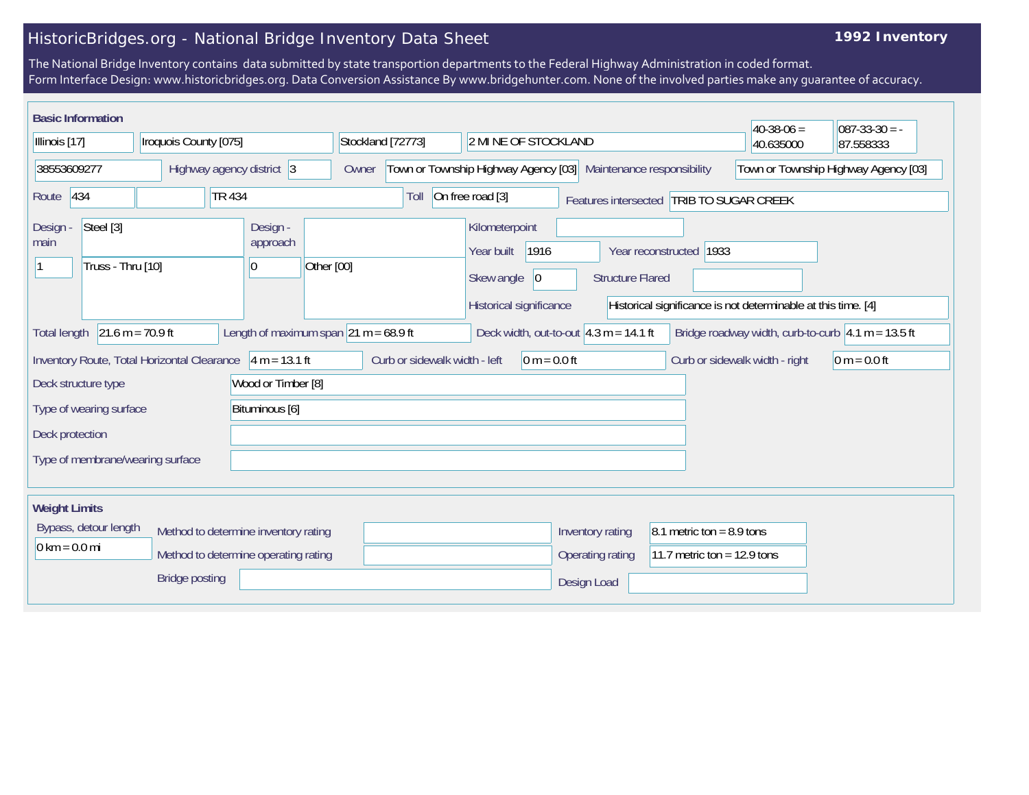# HistoricBridges.org - National Bridge Inventory Data Sheet

**1992 Inventory**

The National Bridge Inventory contains data submitted by state transportion departments to the Federal Highway Administration in coded format.
Form Interface Design: www.historicbridges.org. Data Conversion Assistance By www.bridgehunter.com. None of the involved parties make any guarantee of accuracy.

## Basic Information

| Field | Value |
|---|---|
| State | Illinois [17] |
| County | Iroquois County [075] |
| Place | Stockland [72773] |
| Location | 2 MI NE OF STOCKLAND |
| Latitude | 40-38-06 = 40.635000 |
| Longitude | 087-33-30 = -87.558333 |
| Structure Number | 38553609277 |
| Highway agency district | 3 |
| Owner | Town or Township Highway Agency [03] |
| Maintenance responsibility | Town or Township Highway Agency [03] |
| Route | 434 |
| Facility carried | TR 434 |
| Toll | On free road [3] |
| Features intersected | TRIB TO SUGAR CREEK |
| Design - main | Steel [3] |
| Design - main (spans) | 1 |
| Design - main (type) | Truss - Thru [10] |
| Design - approach | |
| Design - approach (spans) | 0 |
| Design - approach (type) | Other [00] |
| Kilometerpoint | |
| Year built | 1916 |
| Year reconstructed | 1933 |
| Skew angle | 0 |
| Structure Flared | |
| Historical significance | Historical significance is not determinable at this time. [4] |
| Total length | 21.6 m = 70.9 ft |
| Length of maximum span | 21 m = 68.9 ft |
| Deck width, out-to-out | 4.3 m = 14.1 ft |
| Bridge roadway width, curb-to-curb | 4.1 m = 13.5 ft |
| Inventory Route, Total Horizontal Clearance | 4 m = 13.1 ft |
| Curb or sidewalk width - left | 0 m = 0.0 ft |
| Curb or sidewalk width - right | 0 m = 0.0 ft |
| Deck structure type | Wood or Timber [8] |
| Type of wearing surface | Bituminous [6] |
| Deck protection | |
| Type of membrane/wearing surface | |

## Weight Limits

| Field | Value |
|---|---|
| Bypass, detour length | 0 km = 0.0 mi |
| Method to determine inventory rating | |
| Method to determine operating rating | |
| Bridge posting | |
| Inventory rating | 8.1 metric ton = 8.9 tons |
| Operating rating | 11.7 metric ton = 12.9 tons |
| Design Load | |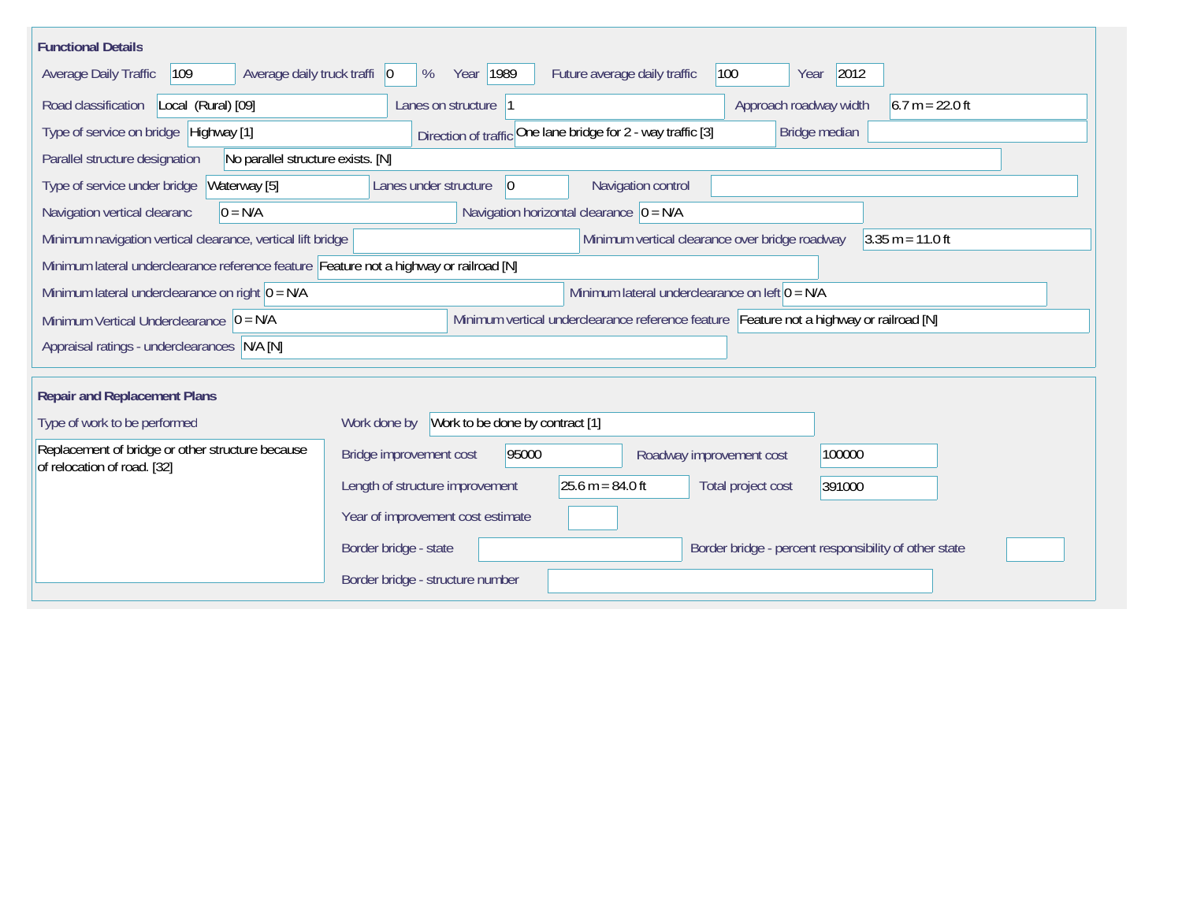## Functional Details

| Field | Value |
|---|---|
| Average Daily Traffic | 109 |
| Average daily truck traffi | 0 % |
| Year | 1989 |
| Future average daily traffic | 100 |
| Year | 2012 |
| Road classification | Local (Rural) [09] |
| Lanes on structure | 1 |
| Approach roadway width | 6.7 m = 22.0 ft |
| Type of service on bridge | Highway [1] |
| Direction of traffic | One lane bridge for 2 - way traffic [3] |
| Bridge median | |
| Parallel structure designation | No parallel structure exists. [N] |
| Type of service under bridge | Waterway [5] |
| Lanes under structure | 0 |
| Navigation control | |
| Navigation vertical clearanc | 0 = N/A |
| Navigation horizontal clearance | 0 = N/A |
| Minimum navigation vertical clearance, vertical lift bridge | |
| Minimum vertical clearance over bridge roadway | 3.35 m = 11.0 ft |
| Minimum lateral underclearance reference feature | Feature not a highway or railroad [N] |
| Minimum lateral underclearance on right | 0 = N/A |
| Minimum lateral underclearance on left | 0 = N/A |
| Minimum Vertical Underclearance | 0 = N/A |
| Minimum vertical underclearance reference feature | Feature not a highway or railroad [N] |
| Appraisal ratings - underclearances | N/A [N] |

## Repair and Replacement Plans

| Field | Value |
|---|---|
| Type of work to be performed | Replacement of bridge or other structure because of relocation of road. [32] |
| Work done by | Work to be done by contract [1] |
| Bridge improvement cost | 95000 |
| Roadway improvement cost | 100000 |
| Length of structure improvement | 25.6 m = 84.0 ft |
| Total project cost | 391000 |
| Year of improvement cost estimate | |
| Border bridge - state | |
| Border bridge - percent responsibility of other state | |
| Border bridge - structure number | |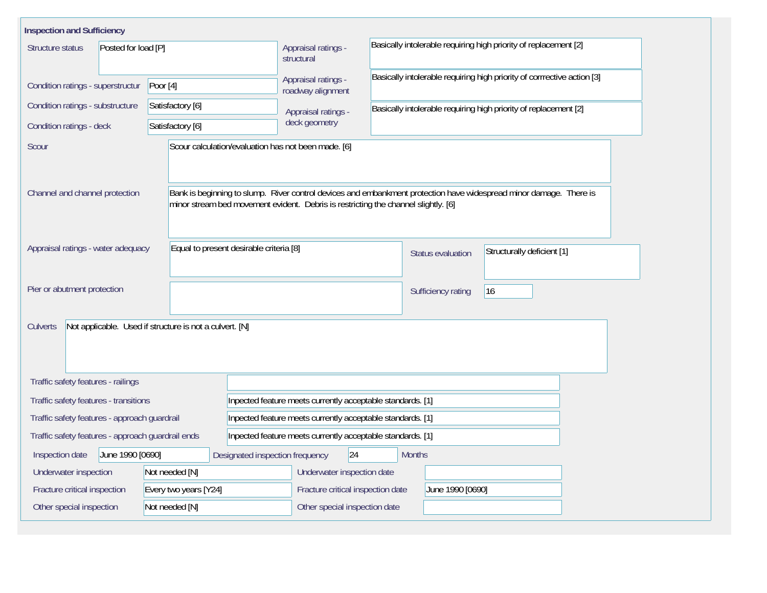## Inspection and Sufficiency

| Field | Value |
|---|---|
| Structure status | Posted for load [P] |
| Condition ratings - superstructur | Poor [4] |
| Condition ratings - substructure | Satisfactory [6] |
| Condition ratings - deck | Satisfactory [6] |
| Appraisal ratings - structural | Basically intolerable requiring high priority of replacement [2] |
| Appraisal ratings - roadway alignment | Basically intolerable requiring high priority of corrrective action [3] |
| Appraisal ratings - deck geometry | Basically intolerable requiring high priority of replacement [2] |
| Scour | Scour calculation/evaluation has not been made. [6] |
| Channel and channel protection | Bank is beginning to slump. River control devices and embankment protection have widespread minor damage. There is minor stream bed movement evident. Debris is restricting the channel slightly. [6] |
| Appraisal ratings - water adequacy | Equal to present desirable criteria [8] |
| Status evaluation | Structurally deficient [1] |
| Pier or abutment protection | |
| Sufficiency rating | 16 |
| Culverts | Not applicable. Used if structure is not a culvert. [N] |
| Traffic safety features - railings | |
| Traffic safety features - transitions | Inpected feature meets currently acceptable standards. [1] |
| Traffic safety features - approach guardrail | Inpected feature meets currently acceptable standards. [1] |
| Traffic safety features - approach guardrail ends | Inpected feature meets currently acceptable standards. [1] |
| Inspection date | June 1990 [0690] |
| Designated inspection frequency | 24 Months |
| Underwater inspection | Not needed [N] |
| Underwater inspection date | |
| Fracture critical inspection | Every two years [Y24] |
| Fracture critical inspection date | June 1990 [0690] |
| Other special inspection | Not needed [N] |
| Other special inspection date | |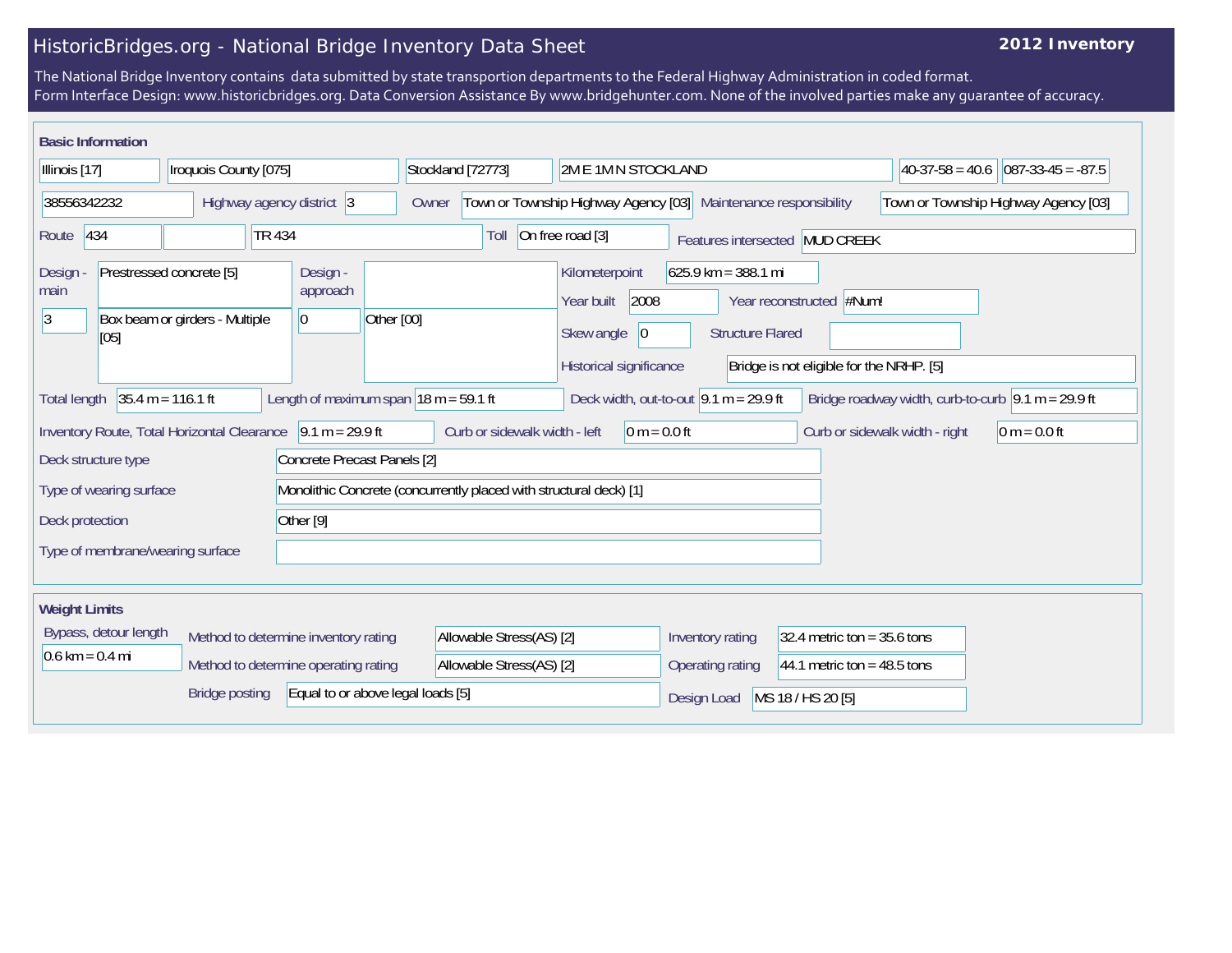# HistoricBridges.org - National Bridge Inventory Data Sheet

**2012 Inventory**

The National Bridge Inventory contains data submitted by state transportion departments to the Federal Highway Administration in coded format.
Form Interface Design: www.historicbridges.org. Data Conversion Assistance By www.bridgehunter.com. None of the involved parties make any guarantee of accuracy.

## Basic Information

| | |
|---|---|
| State | Illinois [17] |
| County | Iroquois County [075] |
| Place | Stockland [72773] |
| Location | 2M E 1M N STOCKLAND |
| Latitude | 40-37-58 = 40.6 |
| Longitude | 087-33-45 = -87.5 |
| Structure number | 38556342232 |
| Highway agency district | 3 |
| Owner | Town or Township Highway Agency [03] |
| Maintenance responsibility | Town or Township Highway Agency [03] |
| Route | 434 |
| | TR 434 |
| Toll | On free road [3] |
| Features intersected | MUD CREEK |
| Design - main | Prestressed concrete [5] |
| | 3 |
| | Box beam or girders - Multiple [05] |
| Design - approach | |
| | 0 |
| | Other [00] |
| Kilometerpoint | 625.9 km = 388.1 mi |
| Year built | 2008 |
| Year reconstructed | #Num! |
| Skew angle | 0 |
| Structure Flared | |
| Historical significance | Bridge is not eligible for the NRHP. [5] |
| Total length | 35.4 m = 116.1 ft |
| Length of maximum span | 18 m = 59.1 ft |
| Deck width, out-to-out | 9.1 m = 29.9 ft |
| Bridge roadway width, curb-to-curb | 9.1 m = 29.9 ft |
| Inventory Route, Total Horizontal Clearance | 9.1 m = 29.9 ft |
| Curb or sidewalk width - left | 0 m = 0.0 ft |
| Curb or sidewalk width - right | 0 m = 0.0 ft |
| Deck structure type | Concrete Precast Panels [2] |
| Type of wearing surface | Monolithic Concrete (concurrently placed with structural deck) [1] |
| Deck protection | Other [9] |
| Type of membrane/wearing surface | |

## Weight Limits

| | |
|---|---|
| Bypass, detour length | 0.6 km = 0.4 mi |
| Method to determine inventory rating | Allowable Stress(AS) [2] |
| Method to determine operating rating | Allowable Stress(AS) [2] |
| Bridge posting | Equal to or above legal loads [5] |
| Inventory rating | 32.4 metric ton = 35.6 tons |
| Operating rating | 44.1 metric ton = 48.5 tons |
| Design Load | MS 18 / HS 20 [5] |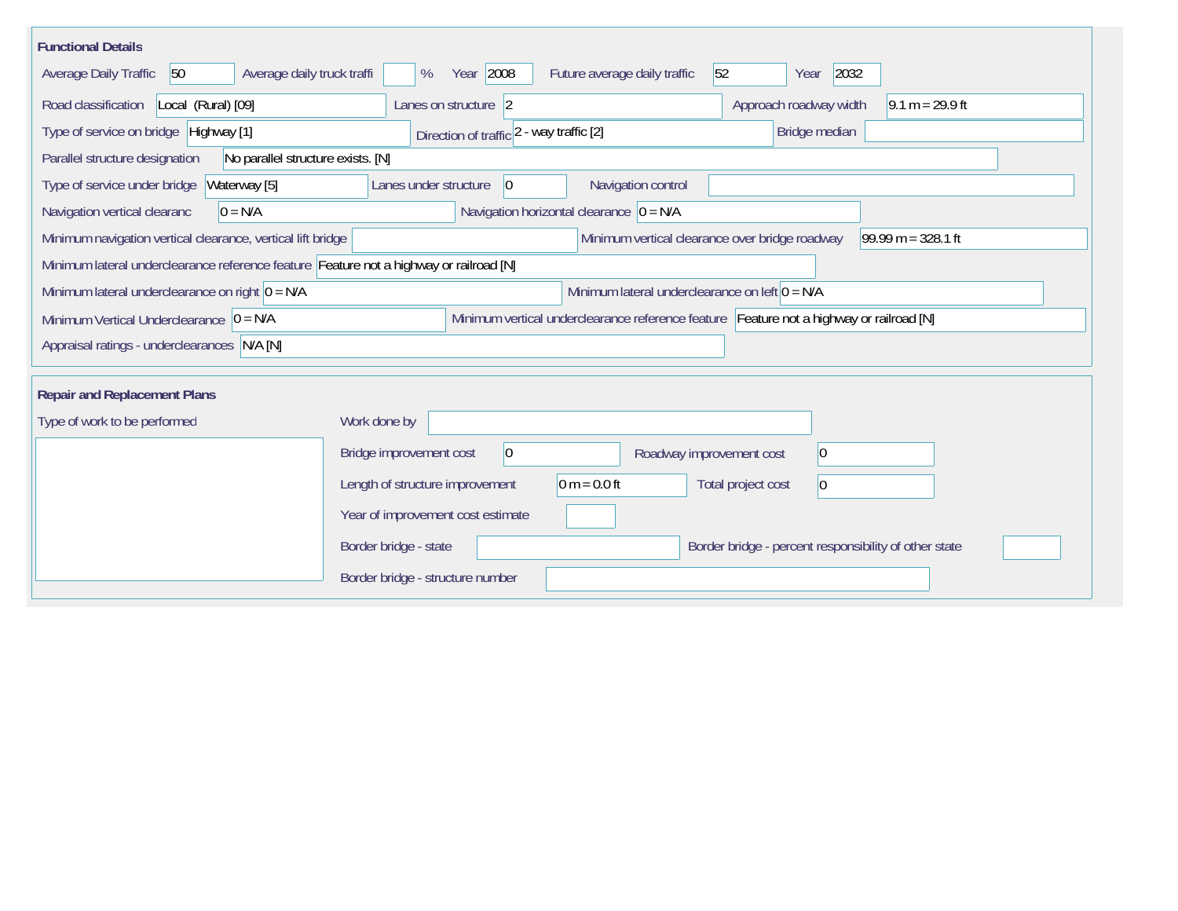## Functional Details

| Field | Value |
|---|---|
| Average Daily Traffic | 50 |
| Average daily truck traffi | % |
| Year | 2008 |
| Future average daily traffic | 52 |
| Year | 2032 |
| Road classification | Local (Rural) [09] |
| Lanes on structure | 2 |
| Approach roadway width | 9.1 m = 29.9 ft |
| Type of service on bridge | Highway [1] |
| Direction of traffic | 2 - way traffic [2] |
| Bridge median | |
| Parallel structure designation | No parallel structure exists. [N] |
| Type of service under bridge | Waterway [5] |
| Lanes under structure | 0 |
| Navigation control | |
| Navigation vertical clearanc | 0 = N/A |
| Navigation horizontal clearance | 0 = N/A |
| Minimum navigation vertical clearance, vertical lift bridge | |
| Minimum vertical clearance over bridge roadway | 99.99 m = 328.1 ft |
| Minimum lateral underclearance reference feature | Feature not a highway or railroad [N] |
| Minimum lateral underclearance on right | 0 = N/A |
| Minimum lateral underclearance on left | 0 = N/A |
| Minimum Vertical Underclearance | 0 = N/A |
| Minimum vertical underclearance reference feature | Feature not a highway or railroad [N] |
| Appraisal ratings - underclearances | N/A [N] |

## Repair and Replacement Plans

| Field | Value |
|---|---|
| Type of work to be performed | |
| Work done by | |
| Bridge improvement cost | 0 |
| Roadway improvement cost | 0 |
| Length of structure improvement | 0 m = 0.0 ft |
| Total project cost | 0 |
| Year of improvement cost estimate | |
| Border bridge - state | |
| Border bridge - percent responsibility of other state | |
| Border bridge - structure number | |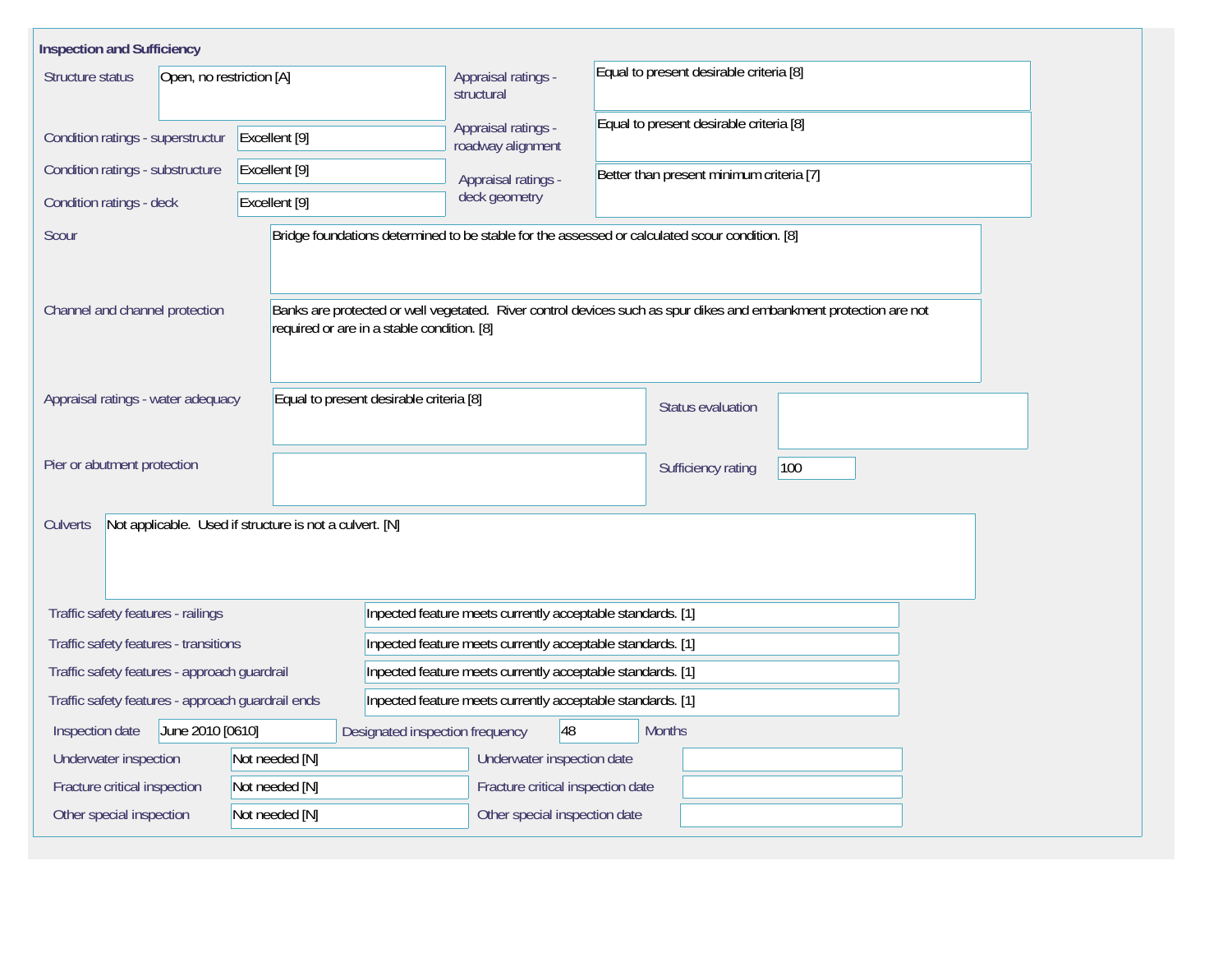## Inspection and Sufficiency

| | |
|---|---|
| Structure status | Open, no restriction [A] |
| Appraisal ratings - structural | Equal to present desirable criteria [8] |
| Condition ratings - superstructur | Excellent [9] |
| Appraisal ratings - roadway alignment | Equal to present desirable criteria [8] |
| Condition ratings - substructure | Excellent [9] |
| Appraisal ratings - deck geometry | Better than present minimum criteria [7] |
| Condition ratings - deck | Excellent [9] |
| Scour | Bridge foundations determined to be stable for the assessed or calculated scour condition. [8] |
| Channel and channel protection | Banks are protected or well vegetated. River control devices such as spur dikes and embankment protection are not required or are in a stable condition. [8] |
| Appraisal ratings - water adequacy | Equal to present desirable criteria [8] |
| Status evaluation | |
| Pier or abutment protection | |
| Sufficiency rating | 100 |
| Culverts | Not applicable. Used if structure is not a culvert. [N] |
| Traffic safety features - railings | Inpected feature meets currently acceptable standards. [1] |
| Traffic safety features - transitions | Inpected feature meets currently acceptable standards. [1] |
| Traffic safety features - approach guardrail | Inpected feature meets currently acceptable standards. [1] |
| Traffic safety features - approach guardrail ends | Inpected feature meets currently acceptable standards. [1] |
| Inspection date | June 2010 [0610] |
| Designated inspection frequency | 48 Months |
| Underwater inspection | Not needed [N] |
| Underwater inspection date | |
| Fracture critical inspection | Not needed [N] |
| Fracture critical inspection date | |
| Other special inspection | Not needed [N] |
| Other special inspection date | |